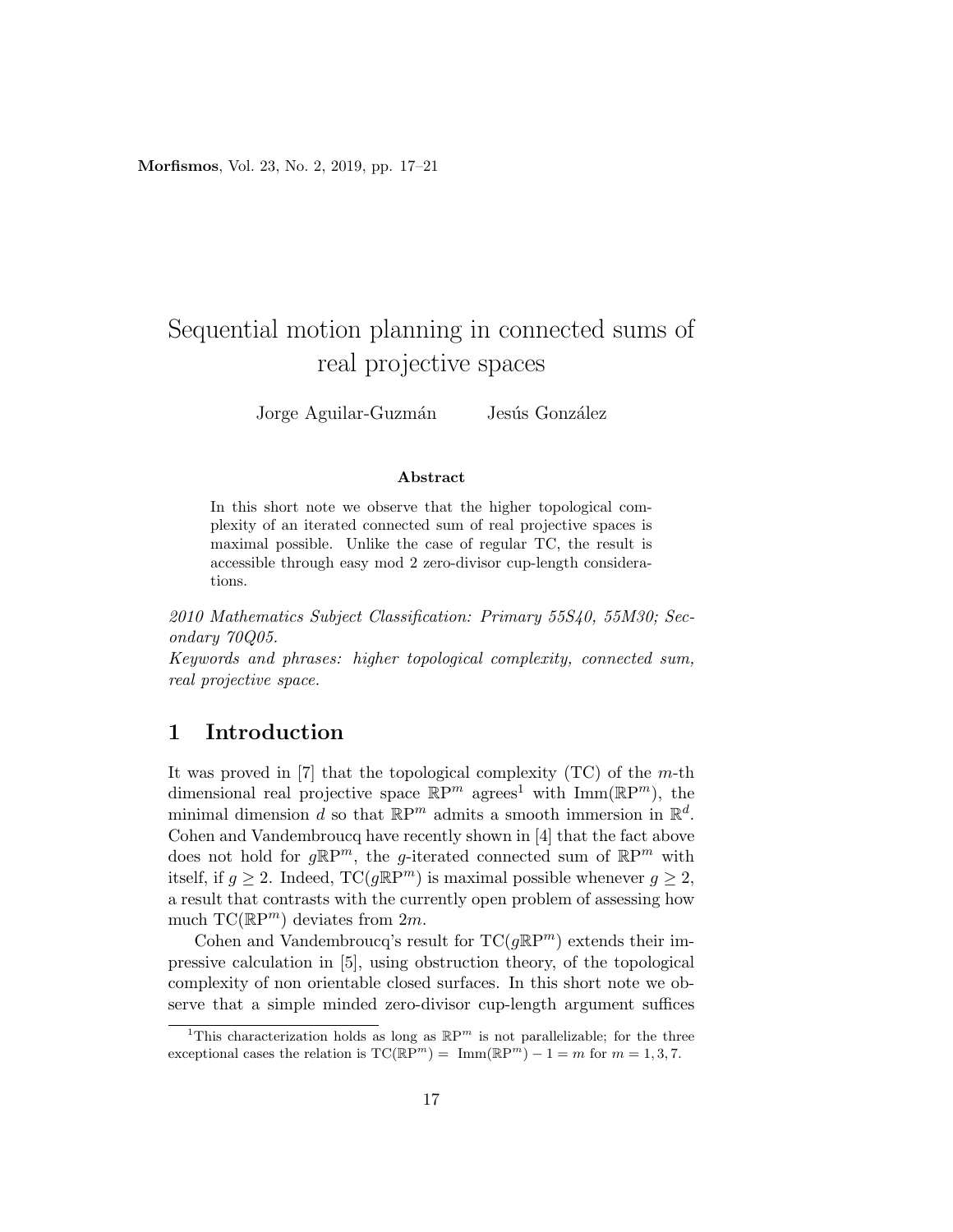# Sequential motion planning in connected sums of real projective spaces

Jorge Aguilar-Guzmán Jesús González

**Abstract**

In this short note we observe that the higher topological complexity of an iterated connected sum of real projective spaces is maximal possible. Unlike the case of regular TC, the result is accessible through easy mod 2 zero-divisor cup-length considerations.

*2010 Mathematics Subject Classification: Primary 55S40, 55M30; Secondary 70Q05.*

*Keywords and phrases: higher topological complexity, connected sum, real projective space.*

## 1 Introduction

It was proved in [7] that the topological complexity (TC) of the $m$-th dimensional real projective space $\mathbb{R}\mathrm{P}^m$ agrees[1] with $\mathrm{Imm}(\mathbb{R}\mathrm{P}^m)$, the minimal dimension $d$ so that $\mathbb{R}\mathrm{P}^m$ admits a smooth immersion in $\mathbb{R}^d$. Cohen and Vandembroucq have recently shown in [4] that the fact above does not hold for $g\mathbb{R}\mathrm{P}^m$, the $g$-iterated connected sum of $\mathbb{R}\mathrm{P}^m$ with itself, if $g \geq 2$. Indeed, $\mathrm{TC}(g\mathbb{R}\mathrm{P}^m)$ is maximal possible whenever $g \geq 2$, a result that contrasts with the currently open problem of assessing how much $\mathrm{TC}(\mathbb{R}\mathrm{P}^m)$ deviates from $2m$.

Cohen and Vandembroucq's result for $\mathrm{TC}(g\mathbb{R}\mathrm{P}^m)$ extends their impressive calculation in [5], using obstruction theory, of the topological complexity of non orientable closed surfaces. In this short note we observe that a simple minded zero-divisor cup-length argument suffices

[1] This characterization holds as long as $\mathbb{R}\mathrm{P}^m$ is not parallelizable; for the three exceptional cases the relation is $\mathrm{TC}(\mathbb{R}\mathrm{P}^m) = \mathrm{Imm}(\mathbb{R}\mathrm{P}^m) - 1 = m$ for $m = 1, 3, 7$.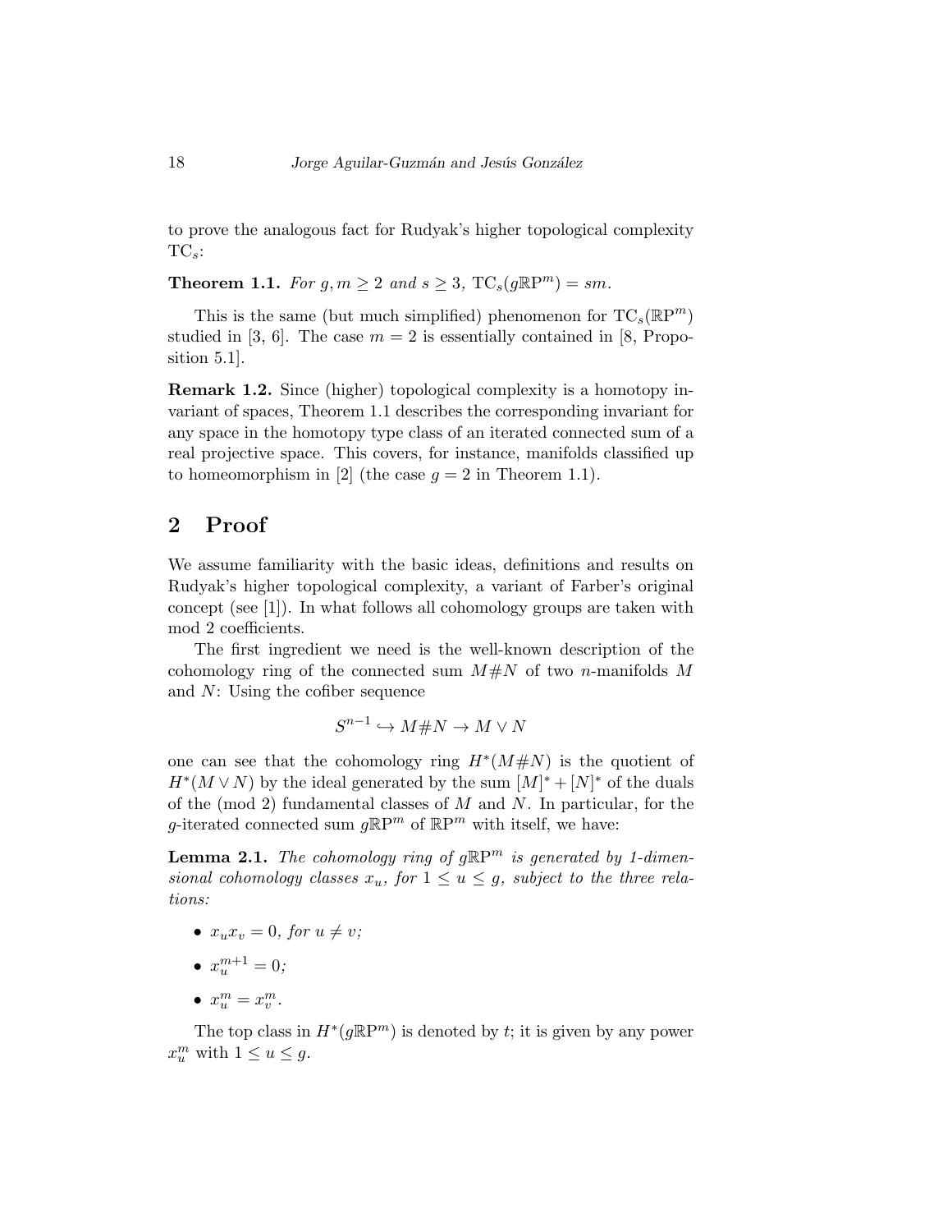to prove the analogous fact for Rudyak's higher topological complexity $\mathrm{TC}_s$:

**Theorem 1.1.** *For $g, m \geq 2$ and $s \geq 3$, $\mathrm{TC}_s(g\mathbb{R}\mathrm{P}^m) = sm$.*

This is the same (but much simplified) phenomenon for $\mathrm{TC}_s(\mathbb{R}\mathrm{P}^m)$ studied in [3, 6]. The case $m = 2$ is essentially contained in [8, Proposition 5.1].

**Remark 1.2.** Since (higher) topological complexity is a homotopy invariant of spaces, Theorem 1.1 describes the corresponding invariant for any space in the homotopy type class of an iterated connected sum of a real projective space. This covers, for instance, manifolds classified up to homeomorphism in [2] (the case $g = 2$ in Theorem 1.1).

## 2 Proof

We assume familiarity with the basic ideas, definitions and results on Rudyak's higher topological complexity, a variant of Farber's original concept (see [1]). In what follows all cohomology groups are taken with mod 2 coefficients.

The first ingredient we need is the well-known description of the cohomology ring of the connected sum $M\#N$ of two $n$-manifolds $M$ and $N$: Using the cofiber sequence

$$S^{n-1} \hookrightarrow M\#N \to M \vee N$$

one can see that the cohomology ring $H^*(M\#N)$ is the quotient of $H^*(M \vee N)$ by the ideal generated by the sum $[M]^* + [N]^*$ of the duals of the (mod 2) fundamental classes of $M$ and $N$. In particular, for the $g$-iterated connected sum $g\mathbb{R}\mathrm{P}^m$ of $\mathbb{R}\mathrm{P}^m$ with itself, we have:

**Lemma 2.1.** *The cohomology ring of $g\mathbb{R}\mathrm{P}^m$ is generated by 1-dimensional cohomology classes $x_u$, for $1 \leq u \leq g$, subject to the three relations:*

- $x_u x_v = 0$, *for $u \neq v$;*
- $x_u^{m+1} = 0$;
- $x_u^m = x_v^m$.

The top class in $H^*(g\mathbb{R}\mathrm{P}^m)$ is denoted by $t$; it is given by any power $x_u^m$ with $1 \leq u \leq g$.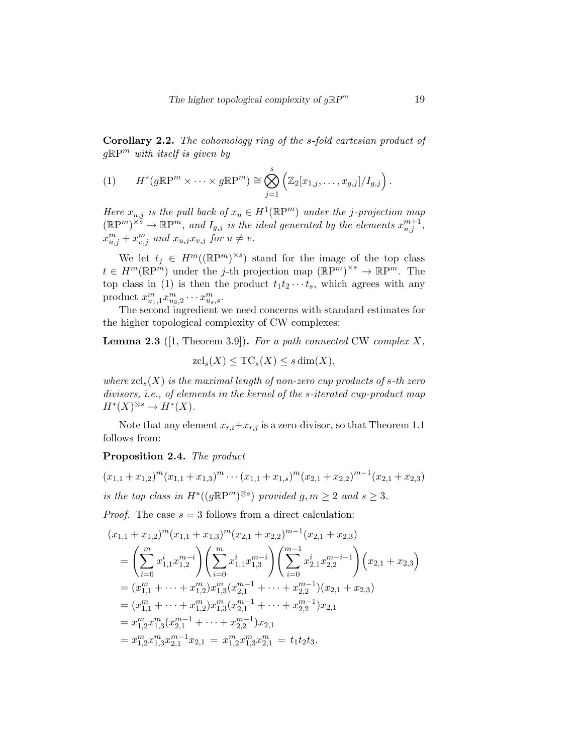**Corollary 2.2.** *The cohomology ring of the $s$-fold cartesian product of $g\mathbb{R}\mathrm{P}^m$ with itself is given by*

$$
H^*(g\mathbb{R}\mathrm{P}^m \times \cdots \times g\mathbb{R}\mathrm{P}^m) \cong \bigotimes_{j=1}^{s} \Big( \mathbb{Z}_2[x_{1,j}, \ldots, x_{g,j}]/I_{g,j} \Big). \tag{1}
$$

*Here $x_{u,j}$ is the pull back of $x_u \in H^1(\mathbb{R}\mathrm{P}^m)$ under the $j$-projection map $(\mathbb{R}\mathrm{P}^m)^{\times s} \to \mathbb{R}\mathrm{P}^m$, and $I_{g,j}$ is the ideal generated by the elements $x_{u,j}^{m+1}$, $x_{u,j}^m + x_{v,j}^m$ and $x_{u,j}x_{v,j}$ for $u \neq v$.*

We let $t_j \in H^m((\mathbb{R}\mathrm{P}^m)^{\times s})$ stand for the image of the top class $t \in H^m(\mathbb{R}\mathrm{P}^m)$ under the $j$-th projection map $(\mathbb{R}\mathrm{P}^m)^{\times s} \to \mathbb{R}\mathrm{P}^m$. The top class in (1) is then the product $t_1 t_2 \cdots t_s$, which agrees with any product $x_{u_1,1}^m x_{u_2,2}^m \cdots x_{u_s,s}^m$.

The second ingredient we need concerns with standard estimates for the higher topological complexity of CW complexes:

**Lemma 2.3** ([1, Theorem 3.9])**.** *For a path connected* CW *complex $X$,*

$$
\mathrm{zcl}_s(X) \leq \mathrm{TC}_s(X) \leq s \dim(X),
$$

*where $\mathrm{zcl}_s(X)$ is the maximal length of non-zero cup products of $s$-th zero divisors, i.e., of elements in the kernel of the $s$-iterated cup-product map $H^*(X)^{\otimes s} \to H^*(X)$.*

Note that any element $x_{r,i} + x_{r,j}$ is a zero-divisor, so that Theorem 1.1 follows from:

**Proposition 2.4.** *The product*

$$
(x_{1,1}+x_{1,2})^m (x_{1,1}+x_{1,3})^m \cdots (x_{1,1}+x_{1,s})^m (x_{2,1}+x_{2,2})^{m-1}(x_{2,1}+x_{2,3})
$$

*is the top class in $H^*((g\mathbb{R}\mathrm{P}^m)^{\otimes s})$ provided $g, m \geq 2$ and $s \geq 3$.*

*Proof.* The case $s = 3$ follows from a direct calculation:

$$
\begin{aligned}
&(x_{1,1}+x_{1,2})^m (x_{1,1}+x_{1,3})^m (x_{2,1}+x_{2,2})^{m-1}(x_{2,1}+x_{2,3}) \\
&= \left( \sum_{i=0}^{m} x_{1,1}^i x_{1,2}^{m-i} \right) \left( \sum_{i=0}^{m} x_{1,1}^i x_{1,3}^{m-i} \right) \left( \sum_{i=0}^{m-1} x_{2,1}^i x_{2,2}^{m-i-1} \right) \Big( x_{2,1} + x_{2,3} \Big) \\
&= (x_{1,1}^m + \cdots + x_{1,2}^m) x_{1,3}^m (x_{2,1}^{m-1} + \cdots + x_{2,2}^{m-1})(x_{2,1} + x_{2,3}) \\
&= (x_{1,1}^m + \cdots + x_{1,2}^m) x_{1,3}^m (x_{2,1}^{m-1} + \cdots + x_{2,2}^{m-1}) x_{2,1} \\
&= x_{1,2}^m x_{1,3}^m (x_{2,1}^{m-1} + \cdots + x_{2,2}^{m-1}) x_{2,1} \\
&= x_{1,2}^m x_{1,3}^m x_{2,1}^{m-1} x_{2,1} \; = \; x_{1,2}^m x_{1,3}^m x_{2,1}^m \; = \; t_1 t_2 t_3.
\end{aligned}
$$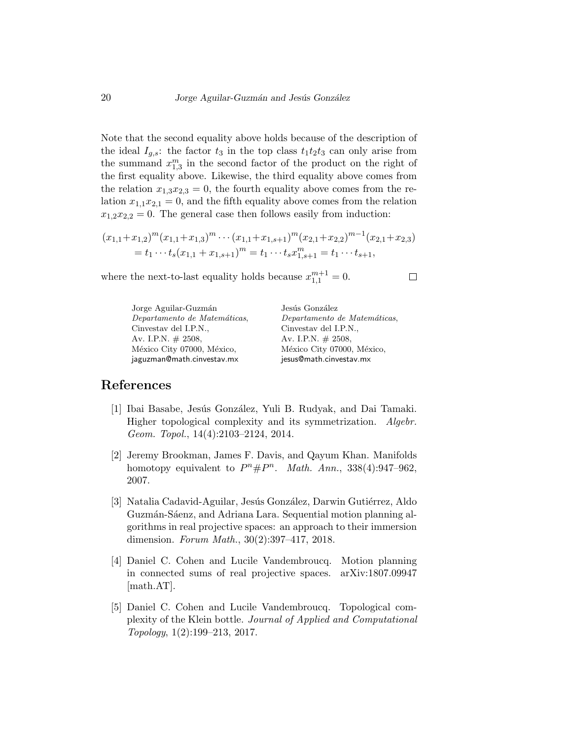Note that the second equality above holds because of the description of the ideal $I_{g,s}$: the factor $t_3$ in the top class $t_1t_2t_3$ can only arise from the summand $x_{1,3}^m$ in the second factor of the product on the right of the first equality above. Likewise, the third equality above comes from the relation $x_{1,3}x_{2,3} = 0$, the fourth equality above comes from the relation $x_{1,1}x_{2,1} = 0$, and the fifth equality above comes from the relation $x_{1,2}x_{2,2} = 0$. The general case then follows easily from induction:

$$
\begin{aligned}
(x_{1,1}+x_{1,2})^m(x_{1,1}+x_{1,3})^m \cdots (x_{1,1}+x_{1,s+1})^m(x_{2,1}+x_{2,2})^{m-1}(x_{2,1}+x_{2,3}) \\
= t_1 \cdots t_s(x_{1,1}+x_{1,s+1})^m = t_1 \cdots t_s x_{1,s+1}^m = t_1 \cdots t_{s+1},
\end{aligned}
$$

where the next-to-last equality holds because $x_{1,1}^{m+1} = 0$. □

Jorge Aguilar-Guzmán
*Departamento de Matemáticas*,
Cinvestav del I.P.N.,
Av. I.P.N. # 2508,
México City 07000, México,
jaguzman@math.cinvestav.mx

Jesús González
*Departamento de Matemáticas*,
Cinvestav del I.P.N.,
Av. I.P.N. # 2508,
México City 07000, México,
jesus@math.cinvestav.mx

# References

[1] Ibai Basabe, Jesús González, Yuli B. Rudyak, and Dai Tamaki. Higher topological complexity and its symmetrization. *Algebr. Geom. Topol.*, 14(4):2103–2124, 2014.

[2] Jeremy Brookman, James F. Davis, and Qayum Khan. Manifolds homotopy equivalent to $P^n \# P^n$. *Math. Ann.*, 338(4):947–962, 2007.

[3] Natalia Cadavid-Aguilar, Jesús González, Darwin Gutiérrez, Aldo Guzmán-Sáenz, and Adriana Lara. Sequential motion planning algorithms in real projective spaces: an approach to their immersion dimension. *Forum Math.*, 30(2):397–417, 2018.

[4] Daniel C. Cohen and Lucile Vandembroucq. Motion planning in connected sums of real projective spaces. arXiv:1807.09947 [math.AT].

[5] Daniel C. Cohen and Lucile Vandembroucq. Topological complexity of the Klein bottle. *Journal of Applied and Computational Topology*, 1(2):199–213, 2017.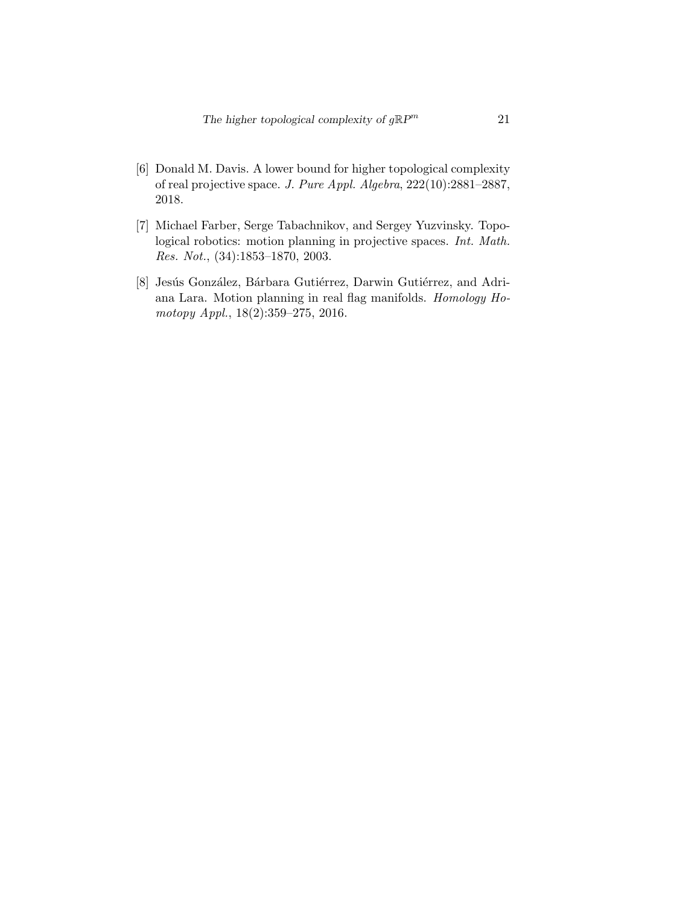[6] Donald M. Davis. A lower bound for higher topological complexity of real projective space. *J. Pure Appl. Algebra*, 222(10):2881–2887, 2018.

[7] Michael Farber, Serge Tabachnikov, and Sergey Yuzvinsky. Topological robotics: motion planning in projective spaces. *Int. Math. Res. Not.*, (34):1853–1870, 2003.

[8] Jesús González, Bárbara Gutiérrez, Darwin Gutiérrez, and Adriana Lara. Motion planning in real flag manifolds. *Homology Homotopy Appl.*, 18(2):359–275, 2016.